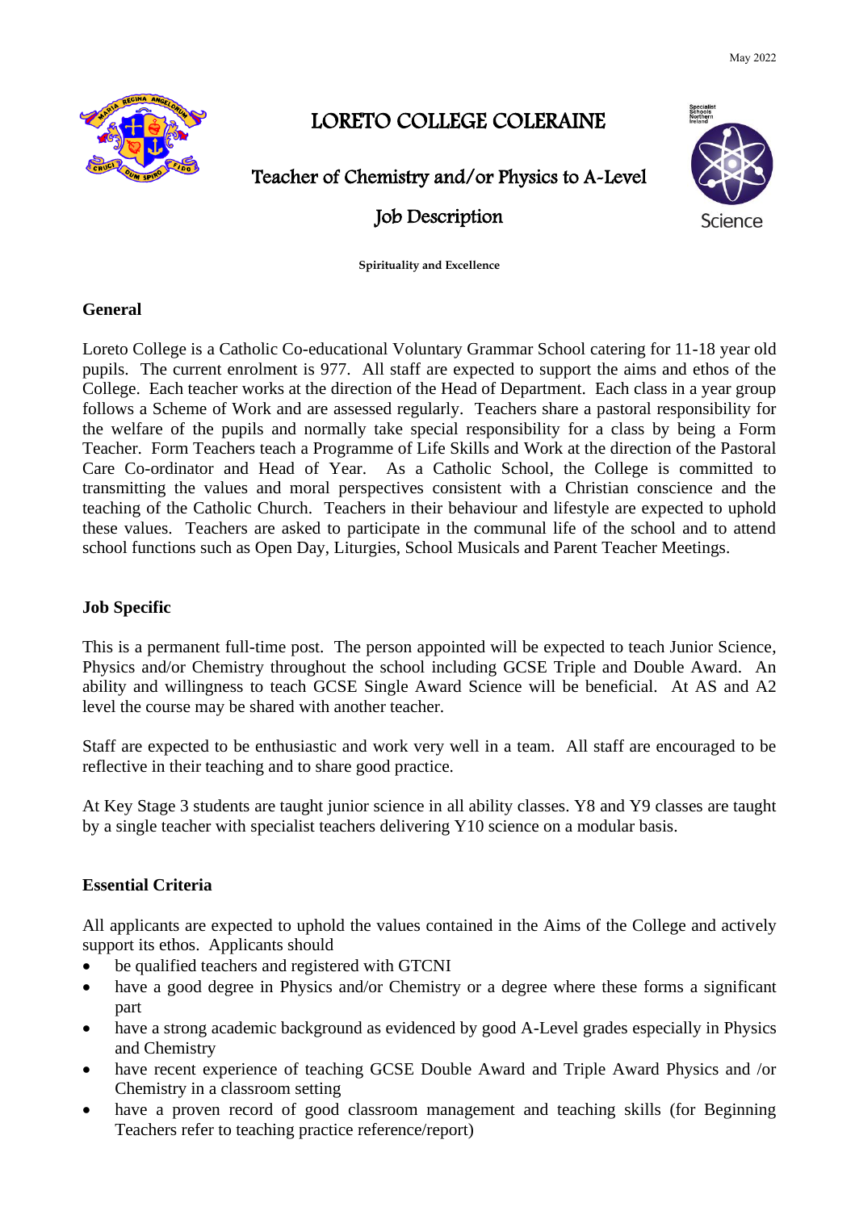May 2022

# LORETO COLLEGE COLERAINE

## Teacher of Chemistry and/or Physics to A-Level

## Job Description

**Spirituality and Excellence**

### General

Loreto College is a Catholic Co-educational Voluntary Grammar School catering for 11-18 year old pupils. The current enrolment is 977. All staff are expected to support the aims and ethos of the College. Each teacher works at the direction of the Head of Department. Each class in a year group follows a Scheme of Work and are assessed regularly. Teachers share a pastoral responsibility for the welfare of the pupils and normally take special responsibility for a class by being a Form Teacher. Form Teachers teach a Programme of Life Skills and Work at the direction of the Pastoral Care Co-ordinator and Head of Year. As a Catholic School, the College is committed to transmitting the values and moral perspectives consistent with a Christian conscience and the teaching of the Catholic Church. Teachers in their behaviour and lifestyle are expected to uphold these values. Teachers are asked to participate in the communal life of the school and to attend school functions such as Open Day, Liturgies, School Musicals and Parent Teacher Meetings.

### Job Specific

This is a permanent full-time post. The person appointed will be expected to teach Junior Science, Physics and/or Chemistry throughout the school including GCSE Triple and Double Award. An ability and willingness to teach GCSE Single Award Science will be beneficial. At AS and A2 level the course may be shared with another teacher.

Staff are expected to be enthusiastic and work very well in a team. All staff are encouraged to be reflective in their teaching and to share good practice.

At Key Stage 3 students are taught junior science in all ability classes. Y8 and Y9 classes are taught by a single teacher with specialist teachers delivering Y10 science on a modular basis.

### Essential Criteria

All applicants are expected to uphold the values contained in the Aims of the College and actively support its ethos. Applicants should

- be qualified teachers and registered with GTCNI
- have a good degree in Physics and/or Chemistry or a degree where these forms a significant part
- have a strong academic background as evidenced by good A-Level grades especially in Physics and Chemistry
- have recent experience of teaching GCSE Double Award and Triple Award Physics and /or Chemistry in a classroom setting
- have a proven record of good classroom management and teaching skills (for Beginning Teachers refer to teaching practice reference/report)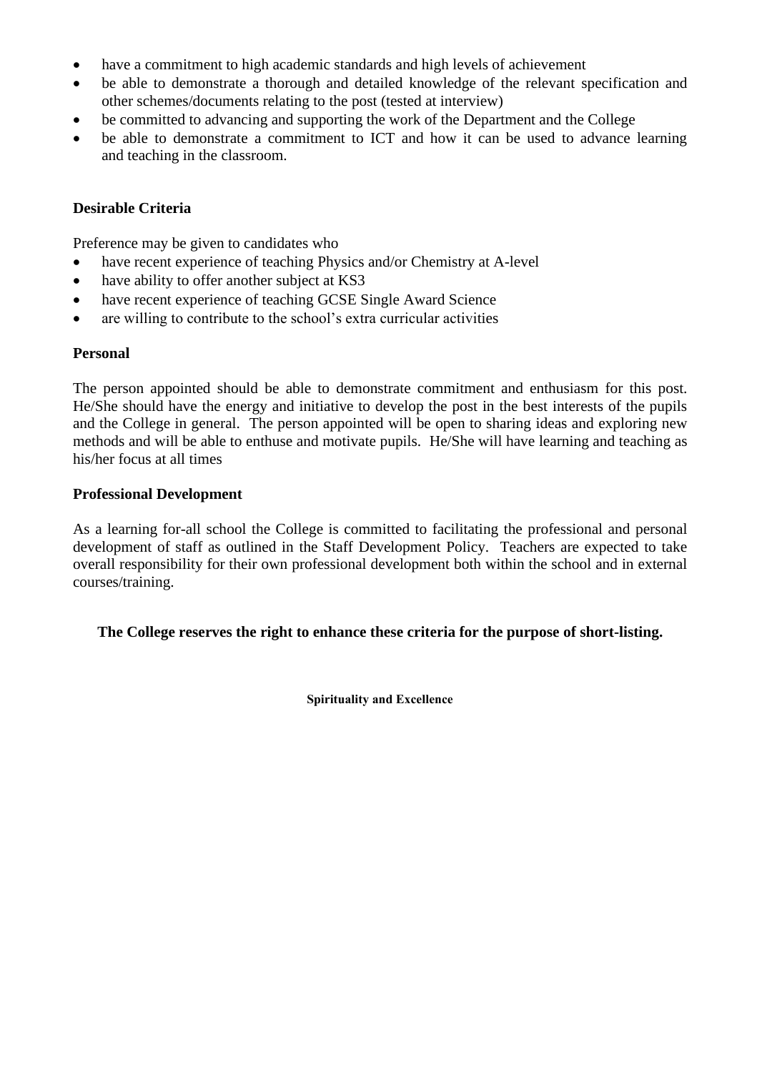- have a commitment to high academic standards and high levels of achievement
- be able to demonstrate a thorough and detailed knowledge of the relevant specification and other schemes/documents relating to the post (tested at interview)
- be committed to advancing and supporting the work of the Department and the College
- be able to demonstrate a commitment to ICT and how it can be used to advance learning and teaching in the classroom.

**Desirable Criteria**

Preference may be given to candidates who

- have recent experience of teaching Physics and/or Chemistry at A-level
- have ability to offer another subject at KS3
- have recent experience of teaching GCSE Single Award Science
- are willing to contribute to the school's extra curricular activities

**Personal**

The person appointed should be able to demonstrate commitment and enthusiasm for this post. He/She should have the energy and initiative to develop the post in the best interests of the pupils and the College in general. The person appointed will be open to sharing ideas and exploring new methods and will be able to enthuse and motivate pupils. He/She will have learning and teaching as his/her focus at all times

**Professional Development**

As a learning for-all school the College is committed to facilitating the professional and personal development of staff as outlined in the Staff Development Policy. Teachers are expected to take overall responsibility for their own professional development both within the school and in external courses/training.

**The College reserves the right to enhance these criteria for the purpose of short-listing.**

**Spirituality and Excellence**